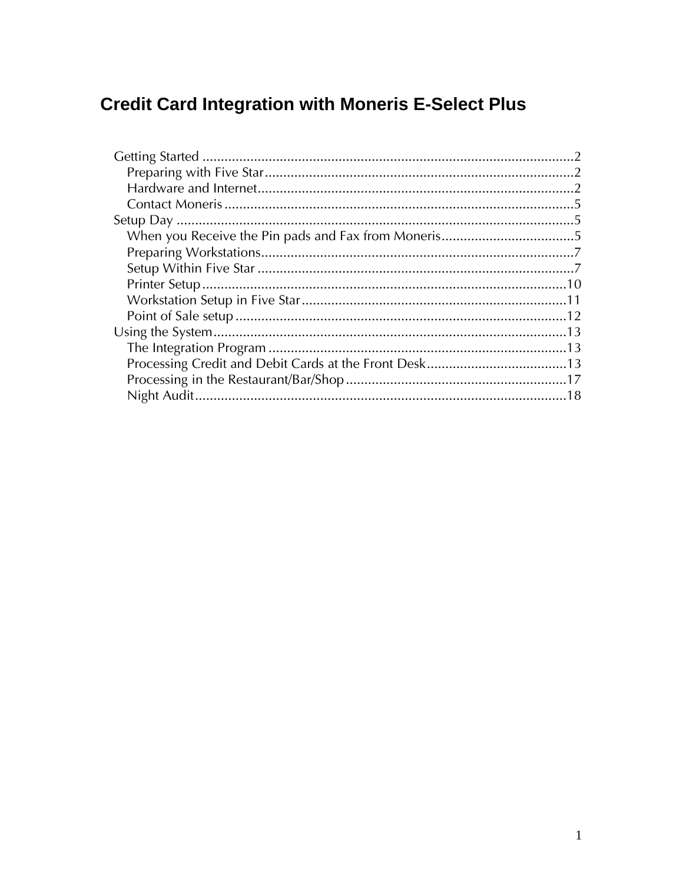# Credit Card Integration with Moneris E-Select Plus

- Getting Started ....................................................................................................2
  - Preparing with Five Star...................................................................................2
  - Hardware and Internet.....................................................................................2
  - Contact Moneris ..............................................................................................5
- Setup Day ...........................................................................................................5
  - When you Receive the Pin pads and Fax from Moneris....................................5
  - Preparing Workstations....................................................................................7
  - Setup Within Five Star .....................................................................................7
  - Printer Setup...................................................................................................10
  - Workstation Setup in Five Star........................................................................11
  - Point of Sale setup ..........................................................................................12
- Using the System................................................................................................13
  - The Integration Program .................................................................................13
  - Processing Credit and Debit Cards at the Front Desk......................................13
  - Processing in the Restaurant/Bar/Shop ...........................................................17
  - Night Audit....................................................................................................18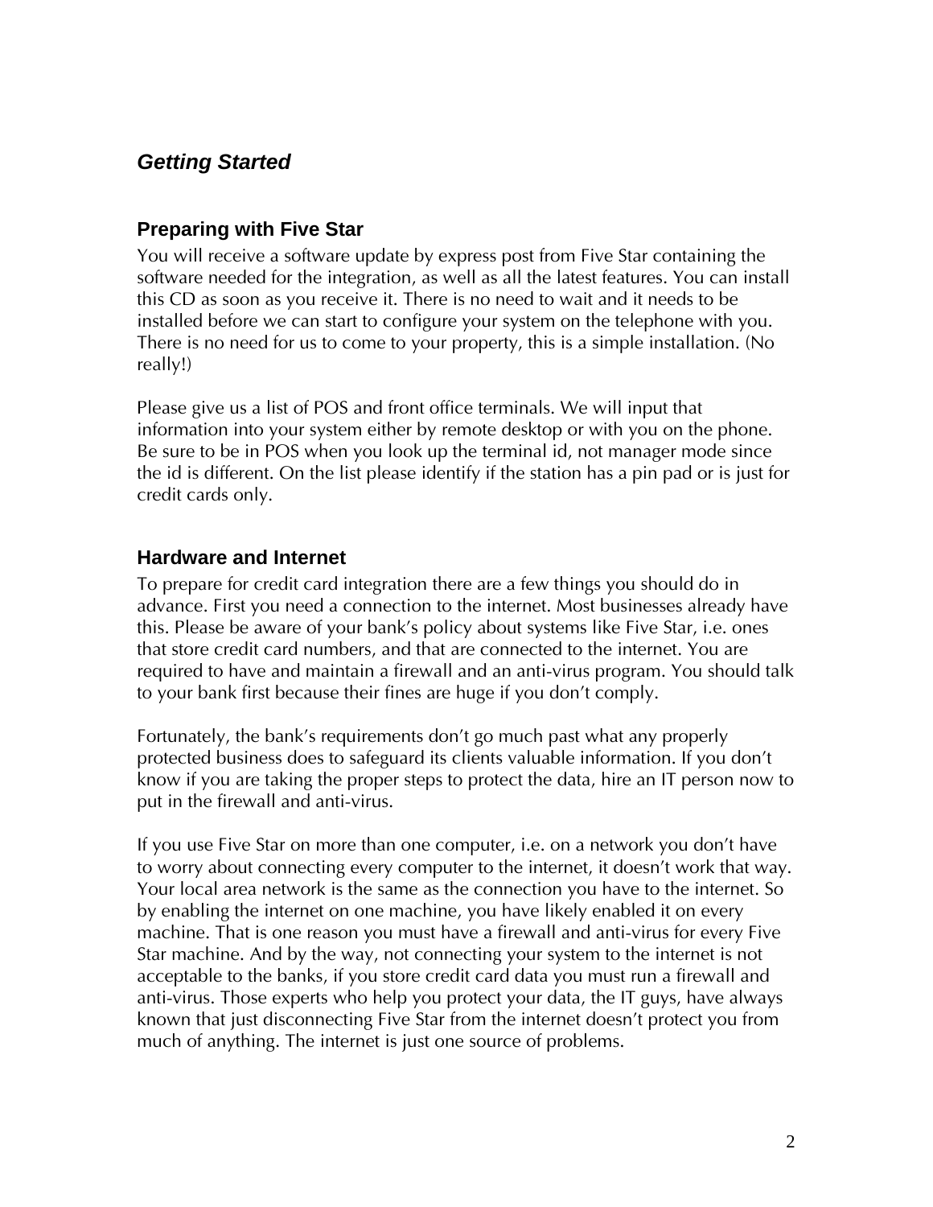## *Getting Started*

### Preparing with Five Star

You will receive a software update by express post from Five Star containing the software needed for the integration, as well as all the latest features. You can install this CD as soon as you receive it. There is no need to wait and it needs to be installed before we can start to configure your system on the telephone with you. There is no need for us to come to your property, this is a simple installation. (No really!)

Please give us a list of POS and front office terminals. We will input that information into your system either by remote desktop or with you on the phone. Be sure to be in POS when you look up the terminal id, not manager mode since the id is different. On the list please identify if the station has a pin pad or is just for credit cards only.

### Hardware and Internet

To prepare for credit card integration there are a few things you should do in advance. First you need a connection to the internet. Most businesses already have this. Please be aware of your bank's policy about systems like Five Star, i.e. ones that store credit card numbers, and that are connected to the internet. You are required to have and maintain a firewall and an anti-virus program. You should talk to your bank first because their fines are huge if you don't comply.

Fortunately, the bank's requirements don't go much past what any properly protected business does to safeguard its clients valuable information. If you don't know if you are taking the proper steps to protect the data, hire an IT person now to put in the firewall and anti-virus.

If you use Five Star on more than one computer, i.e. on a network you don't have to worry about connecting every computer to the internet, it doesn't work that way. Your local area network is the same as the connection you have to the internet. So by enabling the internet on one machine, you have likely enabled it on every machine. That is one reason you must have a firewall and anti-virus for every Five Star machine. And by the way, not connecting your system to the internet is not acceptable to the banks, if you store credit card data you must run a firewall and anti-virus. Those experts who help you protect your data, the IT guys, have always known that just disconnecting Five Star from the internet doesn't protect you from much of anything. The internet is just one source of problems.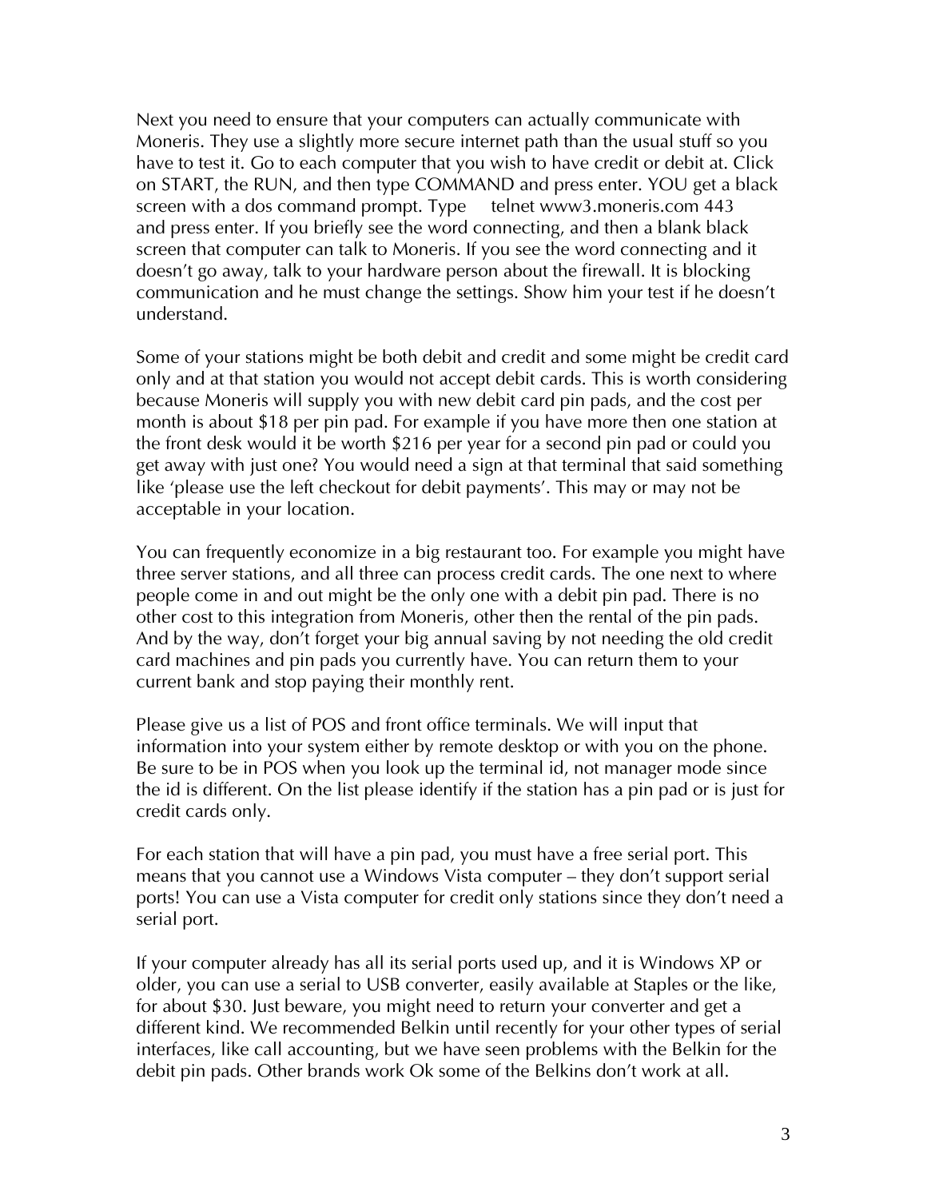Next you need to ensure that your computers can actually communicate with Moneris. They use a slightly more secure internet path than the usual stuff so you have to test it. Go to each computer that you wish to have credit or debit at. Click on START, the RUN, and then type COMMAND and press enter. YOU get a black screen with a dos command prompt. Type     telnet www3.moneris.com 443 and press enter. If you briefly see the word connecting, and then a blank black screen that computer can talk to Moneris. If you see the word connecting and it doesn't go away, talk to your hardware person about the firewall. It is blocking communication and he must change the settings. Show him your test if he doesn't understand.

Some of your stations might be both debit and credit and some might be credit card only and at that station you would not accept debit cards. This is worth considering because Moneris will supply you with new debit card pin pads, and the cost per month is about $18 per pin pad. For example if you have more then one station at the front desk would it be worth $216 per year for a second pin pad or could you get away with just one? You would need a sign at that terminal that said something like 'please use the left checkout for debit payments'. This may or may not be acceptable in your location.

You can frequently economize in a big restaurant too. For example you might have three server stations, and all three can process credit cards. The one next to where people come in and out might be the only one with a debit pin pad. There is no other cost to this integration from Moneris, other then the rental of the pin pads. And by the way, don't forget your big annual saving by not needing the old credit card machines and pin pads you currently have. You can return them to your current bank and stop paying their monthly rent.

Please give us a list of POS and front office terminals. We will input that information into your system either by remote desktop or with you on the phone. Be sure to be in POS when you look up the terminal id, not manager mode since the id is different. On the list please identify if the station has a pin pad or is just for credit cards only.

For each station that will have a pin pad, you must have a free serial port. This means that you cannot use a Windows Vista computer – they don't support serial ports! You can use a Vista computer for credit only stations since they don't need a serial port.

If your computer already has all its serial ports used up, and it is Windows XP or older, you can use a serial to USB converter, easily available at Staples or the like, for about $30. Just beware, you might need to return your converter and get a different kind. We recommended Belkin until recently for your other types of serial interfaces, like call accounting, but we have seen problems with the Belkin for the debit pin pads. Other brands work Ok some of the Belkins don't work at all.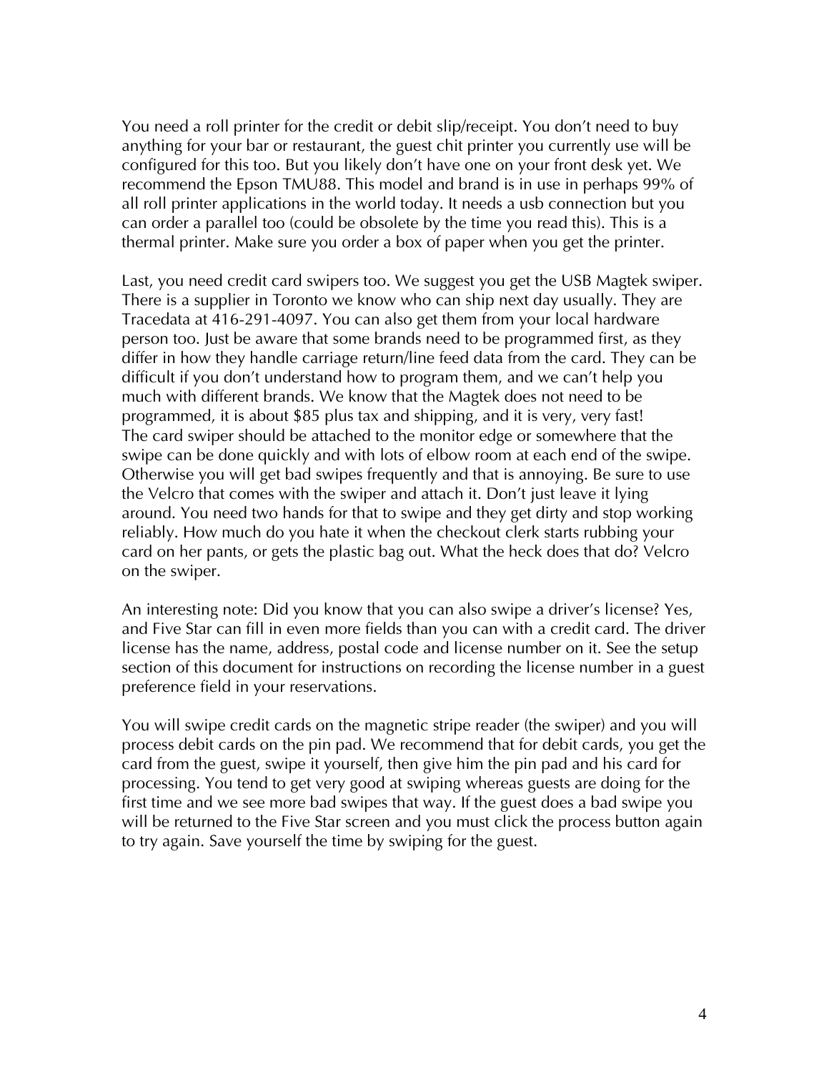You need a roll printer for the credit or debit slip/receipt. You don't need to buy anything for your bar or restaurant, the guest chit printer you currently use will be configured for this too. But you likely don't have one on your front desk yet. We recommend the Epson TMU88. This model and brand is in use in perhaps 99% of all roll printer applications in the world today. It needs a usb connection but you can order a parallel too (could be obsolete by the time you read this). This is a thermal printer. Make sure you order a box of paper when you get the printer.

Last, you need credit card swipers too. We suggest you get the USB Magtek swiper. There is a supplier in Toronto we know who can ship next day usually. They are Tracedata at 416-291-4097. You can also get them from your local hardware person too. Just be aware that some brands need to be programmed first, as they differ in how they handle carriage return/line feed data from the card. They can be difficult if you don't understand how to program them, and we can't help you much with different brands. We know that the Magtek does not need to be programmed, it is about $85 plus tax and shipping, and it is very, very fast! The card swiper should be attached to the monitor edge or somewhere that the swipe can be done quickly and with lots of elbow room at each end of the swipe. Otherwise you will get bad swipes frequently and that is annoying. Be sure to use the Velcro that comes with the swiper and attach it. Don't just leave it lying around. You need two hands for that to swipe and they get dirty and stop working reliably. How much do you hate it when the checkout clerk starts rubbing your card on her pants, or gets the plastic bag out. What the heck does that do? Velcro on the swiper.

An interesting note: Did you know that you can also swipe a driver's license? Yes, and Five Star can fill in even more fields than you can with a credit card. The driver license has the name, address, postal code and license number on it. See the setup section of this document for instructions on recording the license number in a guest preference field in your reservations.

You will swipe credit cards on the magnetic stripe reader (the swiper) and you will process debit cards on the pin pad. We recommend that for debit cards, you get the card from the guest, swipe it yourself, then give him the pin pad and his card for processing. You tend to get very good at swiping whereas guests are doing for the first time and we see more bad swipes that way. If the guest does a bad swipe you will be returned to the Five Star screen and you must click the process button again to try again. Save yourself the time by swiping for the guest.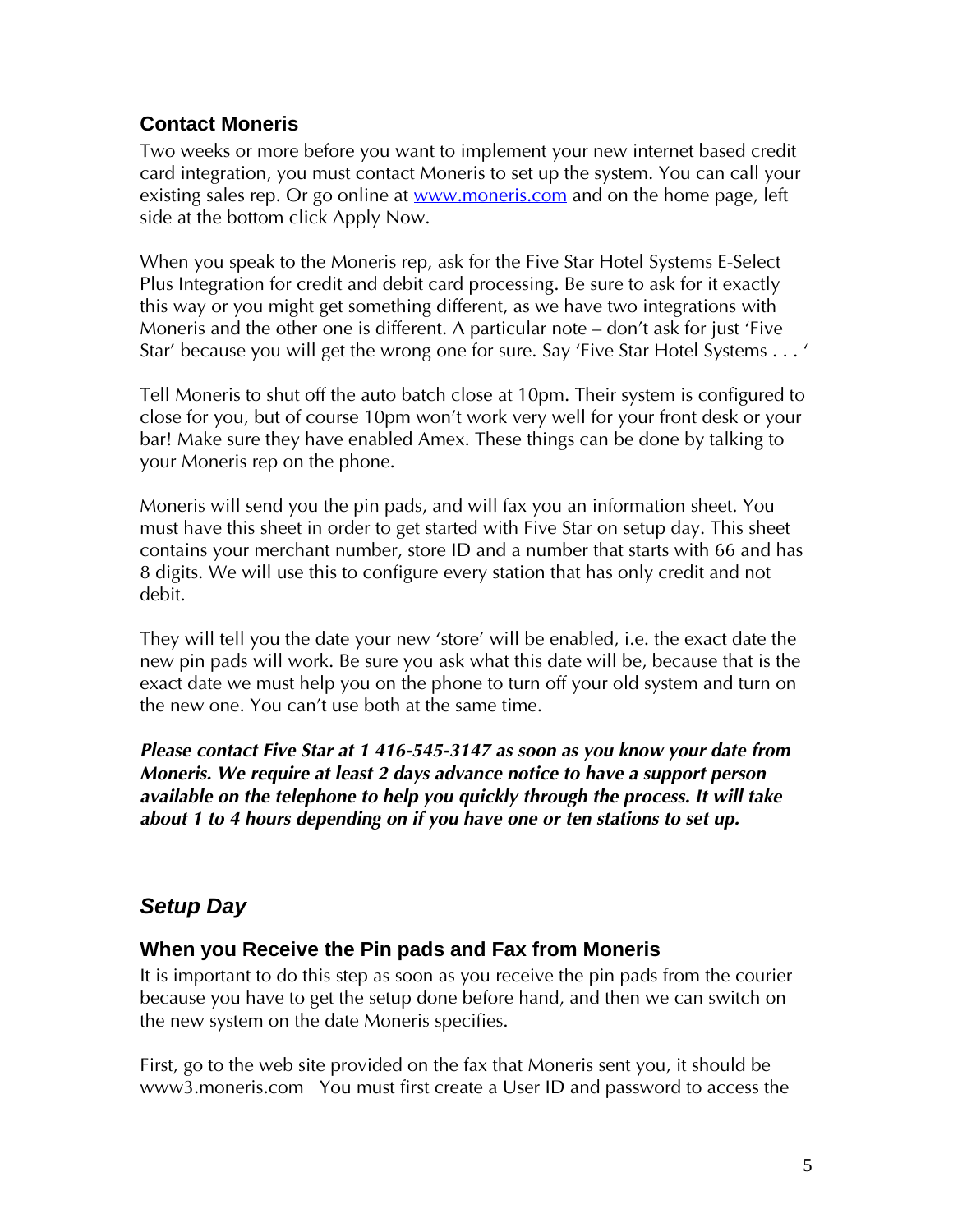### Contact Moneris

Two weeks or more before you want to implement your new internet based credit card integration, you must contact Moneris to set up the system. You can call your existing sales rep. Or go online at [www.moneris.com](www.moneris.com) and on the home page, left side at the bottom click Apply Now.

When you speak to the Moneris rep, ask for the Five Star Hotel Systems E-Select Plus Integration for credit and debit card processing. Be sure to ask for it exactly this way or you might get something different, as we have two integrations with Moneris and the other one is different. A particular note – don't ask for just 'Five Star' because you will get the wrong one for sure. Say 'Five Star Hotel Systems . . . '

Tell Moneris to shut off the auto batch close at 10pm. Their system is configured to close for you, but of course 10pm won't work very well for your front desk or your bar! Make sure they have enabled Amex. These things can be done by talking to your Moneris rep on the phone.

Moneris will send you the pin pads, and will fax you an information sheet. You must have this sheet in order to get started with Five Star on setup day. This sheet contains your merchant number, store ID and a number that starts with 66 and has 8 digits. We will use this to configure every station that has only credit and not debit.

They will tell you the date your new 'store' will be enabled, i.e. the exact date the new pin pads will work. Be sure you ask what this date will be, because that is the exact date we must help you on the phone to turn off your old system and turn on the new one. You can't use both at the same time.

***Please contact Five Star at 1 416-545-3147 as soon as you know your date from Moneris. We require at least 2 days advance notice to have a support person available on the telephone to help you quickly through the process. It will take about 1 to 4 hours depending on if you have one or ten stations to set up.***

## *Setup Day*

### When you Receive the Pin pads and Fax from Moneris

It is important to do this step as soon as you receive the pin pads from the courier because you have to get the setup done before hand, and then we can switch on the new system on the date Moneris specifies.

First, go to the web site provided on the fax that Moneris sent you, it should be www3.moneris.com   You must first create a User ID and password to access the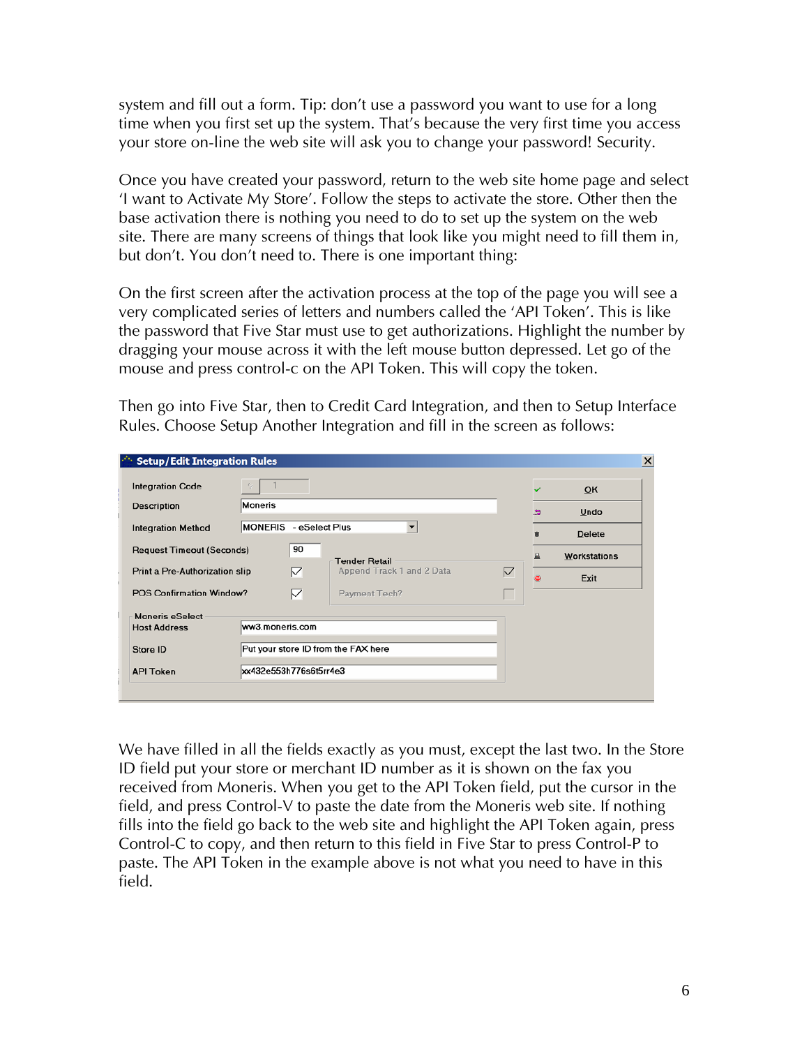system and fill out a form. Tip: don't use a password you want to use for a long time when you first set up the system. That's because the very first time you access your store on-line the web site will ask you to change your password! Security.

Once you have created your password, return to the web site home page and select 'I want to Activate My Store'. Follow the steps to activate the store. Other then the base activation there is nothing you need to do to set up the system on the web site. There are many screens of things that look like you might need to fill them in, but don't. You don't need to. There is one important thing:

On the first screen after the activation process at the top of the page you will see a very complicated series of letters and numbers called the 'API Token'. This is like the password that Five Star must use to get authorizations. Highlight the number by dragging your mouse across it with the left mouse button depressed. Let go of the mouse and press control-c on the API Token. This will copy the token.

Then go into Five Star, then to Credit Card Integration, and then to Setup Interface Rules. Choose Setup Another Integration and fill in the screen as follows:

**Setup/Edit Integration Rules**

| Field | Value |
|---|---|
| Integration Code | 1 |
| Description | Moneris |
| Integration Method | MONERIS - eSelect Plus |
| Request Timeout (Seconds) | 90 |
| Print a Pre-Authorization slip | ☑ |
| POS Confirmation Window? | ☑ |

Tender Retail

- Append Track 1 and 2 Data ☑
- Payment Tech? ☐

Moneris eSelect

| Field | Value |
|---|---|
| Host Address | ww3.moneris.com |
| Store ID | Put your store ID from the FAX here |
| API Token | xx432e553h776s6t5rr4e3 |

Buttons: OK, Undo, Delete, Workstations, Exit

We have filled in all the fields exactly as you must, except the last two. In the Store ID field put your store or merchant ID number as it is shown on the fax you received from Moneris. When you get to the API Token field, put the cursor in the field, and press Control-V to paste the date from the Moneris web site. If nothing fills into the field go back to the web site and highlight the API Token again, press Control-C to copy, and then return to this field in Five Star to press Control-P to paste. The API Token in the example above is not what you need to have in this field.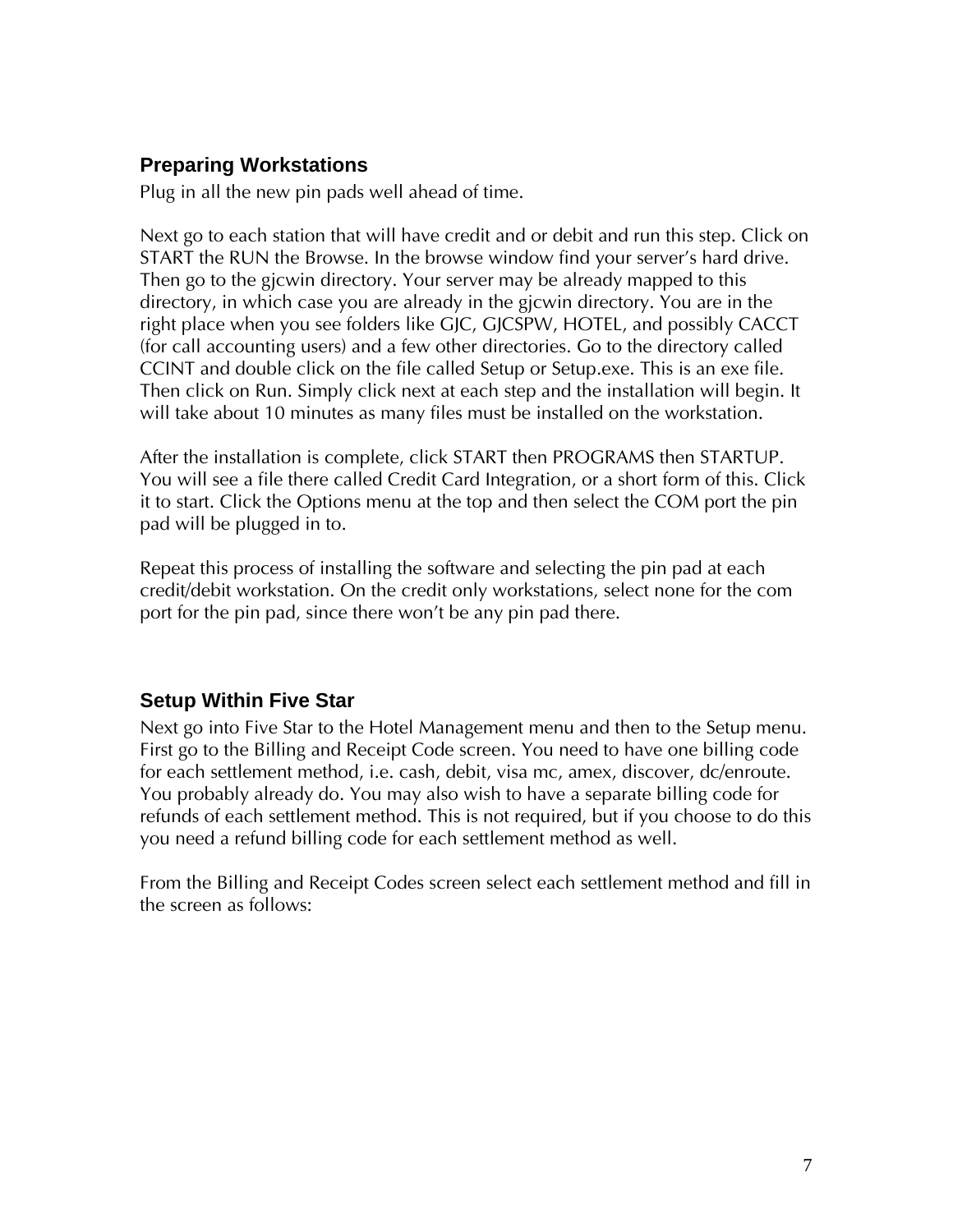## Preparing Workstations

Plug in all the new pin pads well ahead of time.

Next go to each station that will have credit and or debit and run this step. Click on START the RUN the Browse. In the browse window find your server's hard drive. Then go to the gjcwin directory. Your server may be already mapped to this directory, in which case you are already in the gjcwin directory. You are in the right place when you see folders like GJC, GJCSPW, HOTEL, and possibly CACCT (for call accounting users) and a few other directories. Go to the directory called CCINT and double click on the file called Setup or Setup.exe. This is an exe file. Then click on Run. Simply click next at each step and the installation will begin. It will take about 10 minutes as many files must be installed on the workstation.

After the installation is complete, click START then PROGRAMS then STARTUP. You will see a file there called Credit Card Integration, or a short form of this. Click it to start. Click the Options menu at the top and then select the COM port the pin pad will be plugged in to.

Repeat this process of installing the software and selecting the pin pad at each credit/debit workstation. On the credit only workstations, select none for the com port for the pin pad, since there won't be any pin pad there.

## Setup Within Five Star

Next go into Five Star to the Hotel Management menu and then to the Setup menu. First go to the Billing and Receipt Code screen. You need to have one billing code for each settlement method, i.e. cash, debit, visa mc, amex, discover, dc/enroute. You probably already do. You may also wish to have a separate billing code for refunds of each settlement method. This is not required, but if you choose to do this you need a refund billing code for each settlement method as well.

From the Billing and Receipt Codes screen select each settlement method and fill in the screen as follows: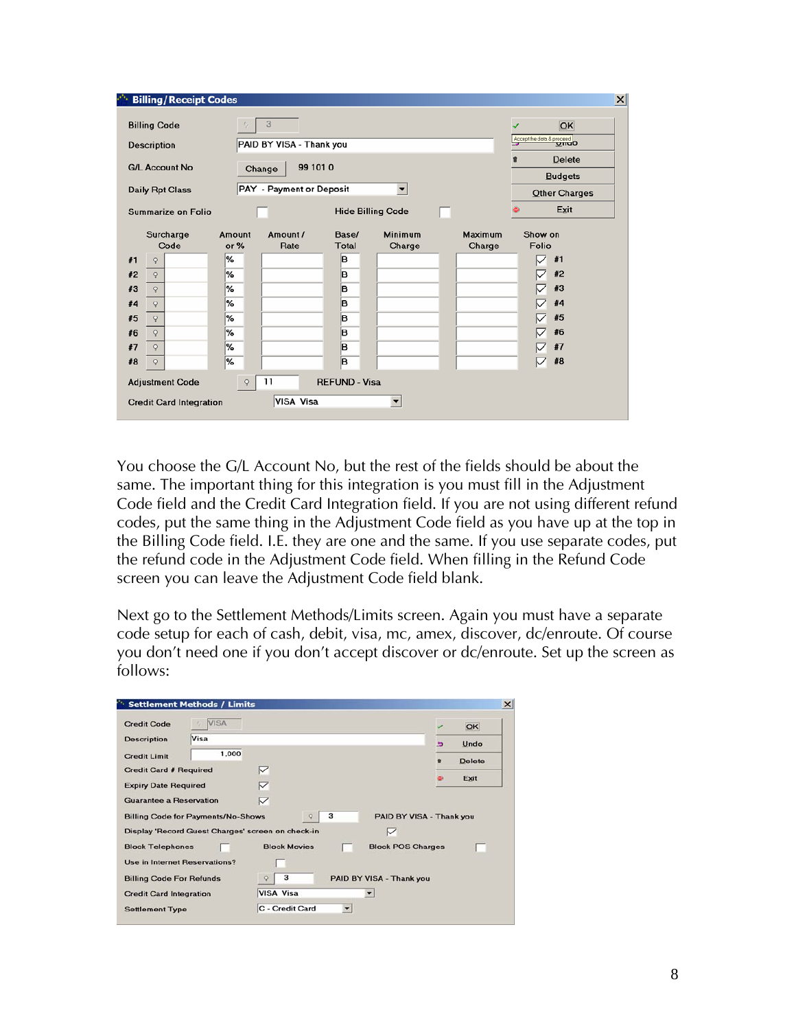**Billing/Receipt Codes**

| | |
|---|---|
| Billing Code | 3 |
| Description | PAID BY VISA - Thank you |
| G/L Account No | Change 99 101 0 |
| Daily Rpt Class | PAY - Payment or Deposit |
| Summarize on Folio | ☐ |
| Hide Billing Code | ☐ |

| | Surcharge Code | Amount or % | Amount / Rate | Base/ Total | Minimum Charge | Maximum Charge | Show on Folio |
|---|---|---|---|---|---|---|---|
| #1 | | % | | B | | | ☑ #1 |
| #2 | | % | | B | | | ☑ #2 |
| #3 | | % | | B | | | ☑ #3 |
| #4 | | % | | B | | | ☑ #4 |
| #5 | | % | | B | | | ☑ #5 |
| #6 | | % | | B | | | ☑ #6 |
| #7 | | % | | B | | | ☑ #7 |
| #8 | | % | | B | | | ☑ #8 |

Adjustment Code: 11 REFUND - Visa

Credit Card Integration: VISA Visa

Buttons: OK, Undo, Delete, Budgets, Other Charges, Exit

You choose the G/L Account No, but the rest of the fields should be about the same. The important thing for this integration is you must fill in the Adjustment Code field and the Credit Card Integration field. If you are not using different refund codes, put the same thing in the Adjustment Code field as you have up at the top in the Billing Code field. I.E. they are one and the same. If you use separate codes, put the refund code in the Adjustment Code field. When filling in the Refund Code screen you can leave the Adjustment Code field blank.

Next go to the Settlement Methods/Limits screen. Again you must have a separate code setup for each of cash, debit, visa, mc, amex, discover, dc/enroute. Of course you don't need one if you don't accept discover or dc/enroute. Set up the screen as follows:

**Settlement Methods / Limits**

| | |
|---|---|
| Credit Code | VISA |
| Description | Visa |
| Credit Limit | 1,000 |
| Credit Card # Required | ☑ |
| Expiry Date Required | ☑ |
| Guarantee a Reservation | ☑ |
| Billing Code for Payments/No-Shows | 3 PAID BY VISA - Thank you |
| Display 'Record Guest Charges' screen on check-in | ☑ |
| Block Telephones | ☐ |
| Block Movies | ☐ |
| Block POS Charges | ☐ |
| Use in Internet Reservations? | ☐ |
| Billing Code For Refunds | 3 PAID BY VISA - Thank you |
| Credit Card Integration | VISA Visa |
| Settlement Type | C - Credit Card |

Buttons: OK, Undo, Delete, Exit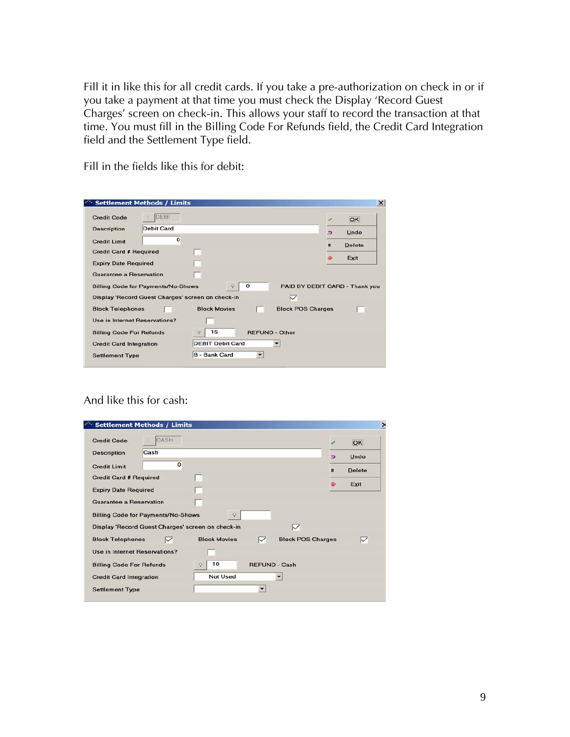Fill it in like this for all credit cards. If you take a pre-authorization on check in or if you take a payment at that time you must check the Display 'Record Guest Charges' screen on check-in. This allows your staff to record the transaction at that time. You must fill in the Billing Code For Refunds field, the Credit Card Integration field and the Settlement Type field.

Fill in the fields like this for debit:

**Settlement Methods / Limits**

| Field | Value |
|---|---|
| Credit Code | DEBI |
| Description | Debit Card |
| Credit Limit | 0 |
| Credit Card # Required | ☐ |
| Expiry Date Required | ☐ |
| Guarantee a Reservation | ☐ |
| Billing Code for Payments/No-Shows | 0 — PAID BY DEBIT CARD - Thank you |
| Display 'Record Guest Charges' screen on check-in | ☑ |
| Block Telephones | ☐ |
| Block Movies | ☐ |
| Block POS Charges | ☐ |
| Use in Internet Reservations? | ☐ |
| Billing Code For Refunds | 15 — REFUND - Other |
| Credit Card Integration | DEBIT Debit Card |
| Settlement Type | B - Bank Card |

Buttons: OK, Undo, Delete, Exit

And like this for cash:

**Settlement Methods / Limits**

| Field | Value |
|---|---|
| Credit Code | CASH |
| Description | Cash |
| Credit Limit | 0 |
| Credit Card # Required | ☐ |
| Expiry Date Required | ☐ |
| Guarantee a Reservation | ☐ |
| Billing Code for Payments/No-Shows | |
| Display 'Record Guest Charges' screen on check-in | ☑ |
| Block Telephones | ☑ |
| Block Movies | ☑ |
| Block POS Charges | ☑ |
| Use in Internet Reservations? | ☐ |
| Billing Code For Refunds | 10 — REFUND - Cash |
| Credit Card Integration | Not Used |
| Settlement Type | |

Buttons: OK, Undo, Delete, Exit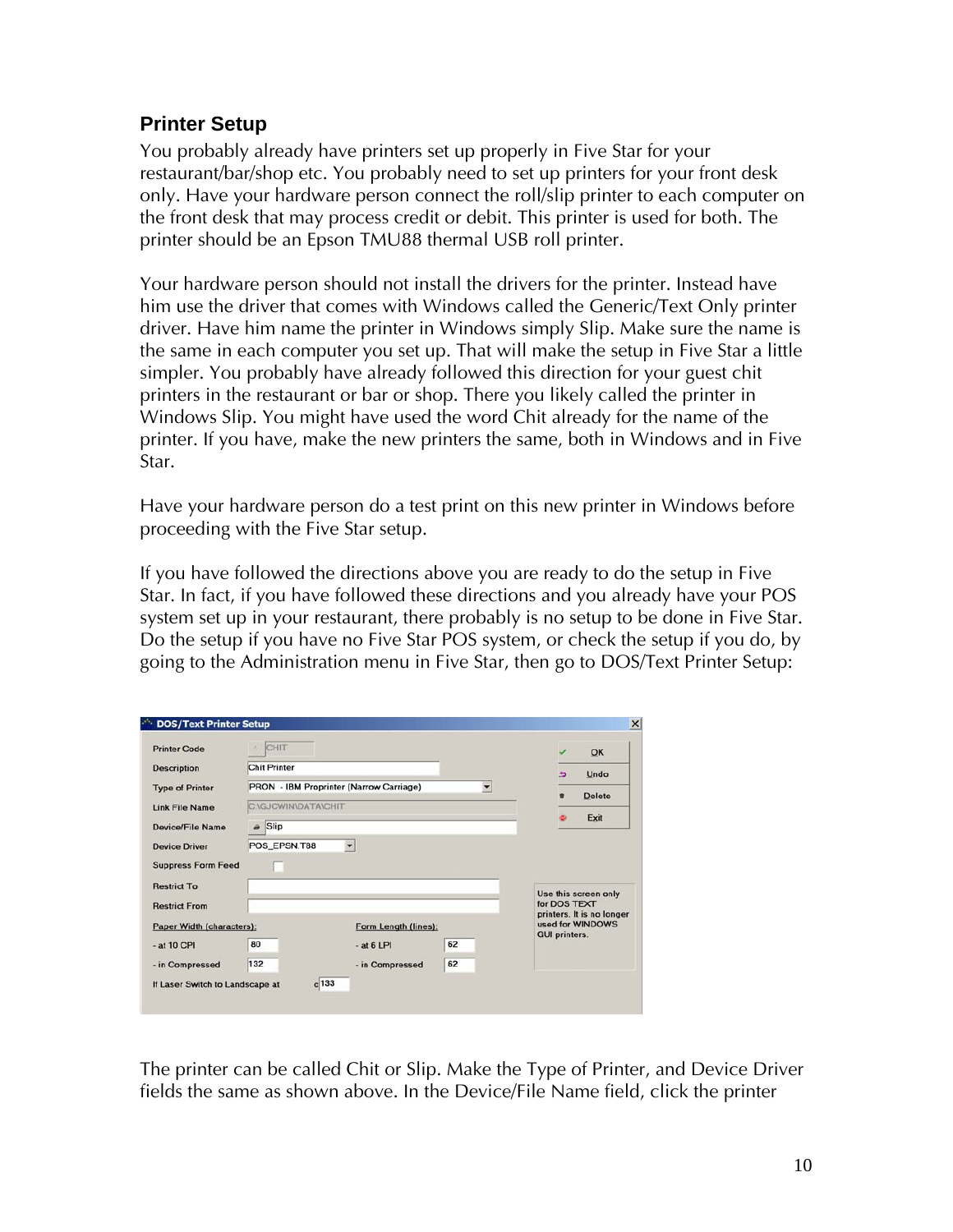## Printer Setup

You probably already have printers set up properly in Five Star for your restaurant/bar/shop etc. You probably need to set up printers for your front desk only. Have your hardware person connect the roll/slip printer to each computer on the front desk that may process credit or debit. This printer is used for both. The printer should be an Epson TMU88 thermal USB roll printer.

Your hardware person should not install the drivers for the printer. Instead have him use the driver that comes with Windows called the Generic/Text Only printer driver. Have him name the printer in Windows simply Slip. Make sure the name is the same in each computer you set up. That will make the setup in Five Star a little simpler. You probably have already followed this direction for your guest chit printers in the restaurant or bar or shop. There you likely called the printer in Windows Slip. You might have used the word Chit already for the name of the printer. If you have, make the new printers the same, both in Windows and in Five Star.

Have your hardware person do a test print on this new printer in Windows before proceeding with the Five Star setup.

If you have followed the directions above you are ready to do the setup in Five Star. In fact, if you have followed these directions and you already have your POS system set up in your restaurant, there probably is no setup to be done in Five Star. Do the setup if you have no Five Star POS system, or check the setup if you do, by going to the Administration menu in Five Star, then go to DOS/Text Printer Setup:

The printer can be called Chit or Slip. Make the Type of Printer, and Device Driver fields the same as shown above. In the Device/File Name field, click the printer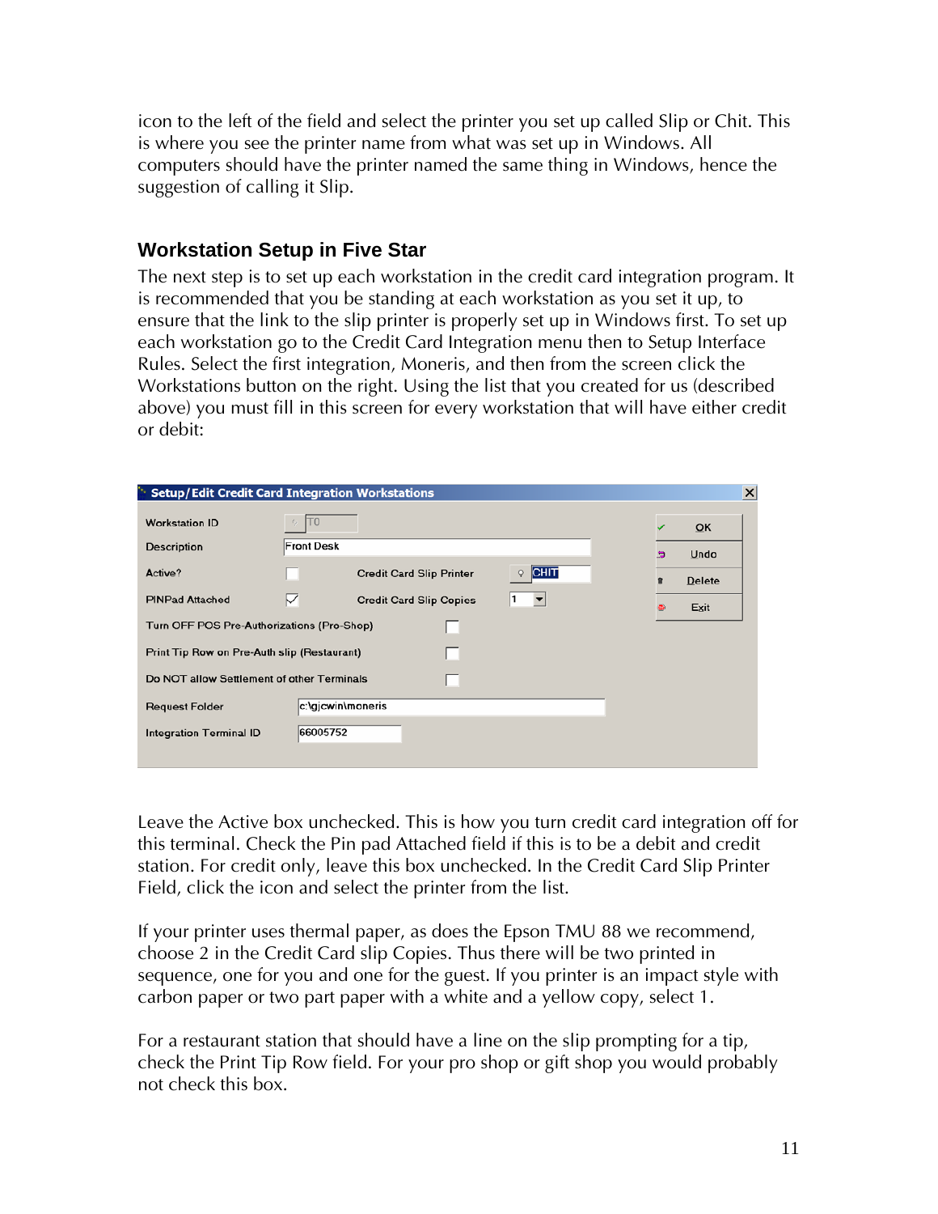icon to the left of the field and select the printer you set up called Slip or Chit. This is where you see the printer name from what was set up in Windows. All computers should have the printer named the same thing in Windows, hence the suggestion of calling it Slip.

### Workstation Setup in Five Star

The next step is to set up each workstation in the credit card integration program. It is recommended that you be standing at each workstation as you set it up, to ensure that the link to the slip printer is properly set up in Windows first. To set up each workstation go to the Credit Card Integration menu then to Setup Interface Rules. Select the first integration, Moneris, and then from the screen click the Workstations button on the right. Using the list that you created for us (described above) you must fill in this screen for every workstation that will have either credit or debit:

Leave the Active box unchecked. This is how you turn credit card integration off for this terminal. Check the Pin pad Attached field if this is to be a debit and credit station. For credit only, leave this box unchecked. In the Credit Card Slip Printer Field, click the icon and select the printer from the list.

If your printer uses thermal paper, as does the Epson TMU 88 we recommend, choose 2 in the Credit Card slip Copies. Thus there will be two printed in sequence, one for you and one for the guest. If you printer is an impact style with carbon paper or two part paper with a white and a yellow copy, select 1.

For a restaurant station that should have a line on the slip prompting for a tip, check the Print Tip Row field. For your pro shop or gift shop you would probably not check this box.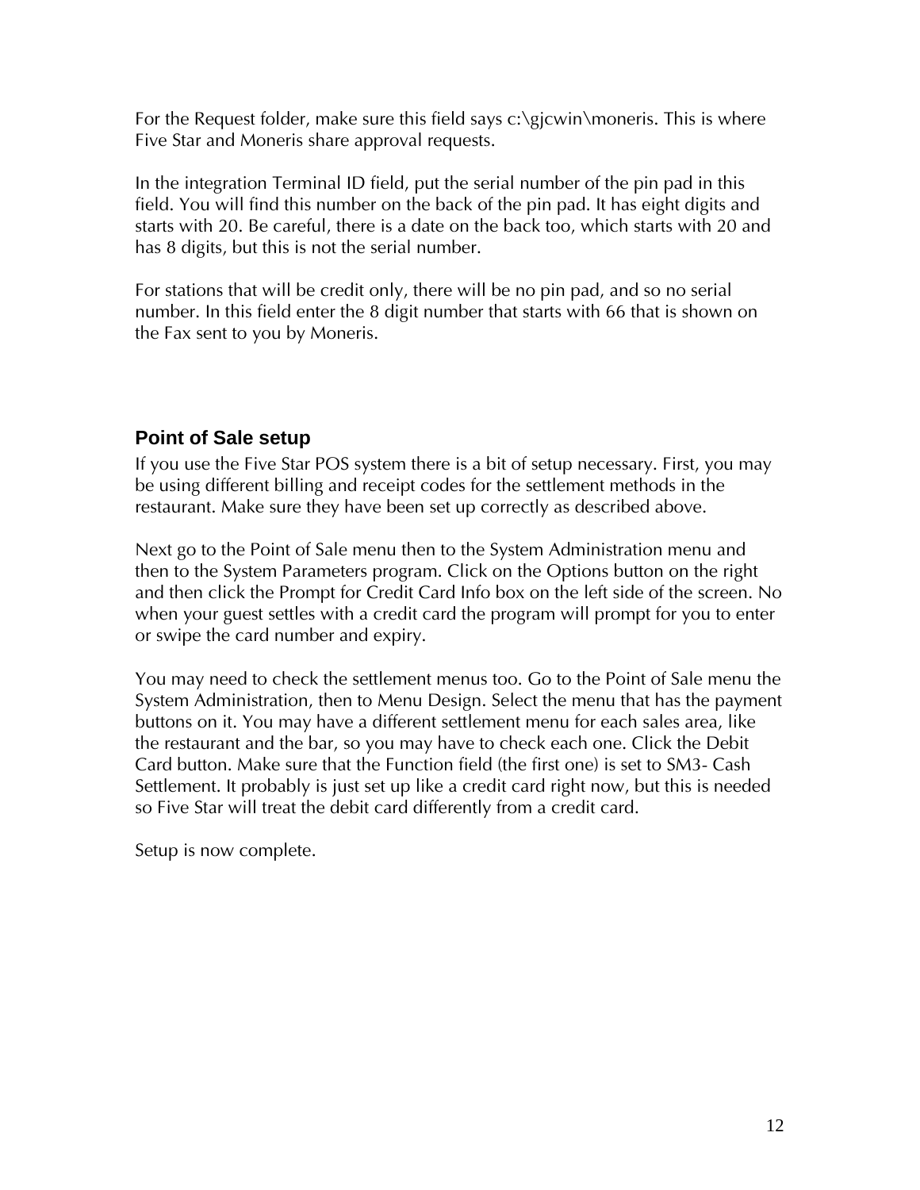For the Request folder, make sure this field says c:\gjcwin\moneris. This is where Five Star and Moneris share approval requests.

In the integration Terminal ID field, put the serial number of the pin pad in this field. You will find this number on the back of the pin pad. It has eight digits and starts with 20. Be careful, there is a date on the back too, which starts with 20 and has 8 digits, but this is not the serial number.

For stations that will be credit only, there will be no pin pad, and so no serial number. In this field enter the 8 digit number that starts with 66 that is shown on the Fax sent to you by Moneris.

## Point of Sale setup

If you use the Five Star POS system there is a bit of setup necessary. First, you may be using different billing and receipt codes for the settlement methods in the restaurant. Make sure they have been set up correctly as described above.

Next go to the Point of Sale menu then to the System Administration menu and then to the System Parameters program. Click on the Options button on the right and then click the Prompt for Credit Card Info box on the left side of the screen. No when your guest settles with a credit card the program will prompt for you to enter or swipe the card number and expiry.

You may need to check the settlement menus too. Go to the Point of Sale menu the System Administration, then to Menu Design. Select the menu that has the payment buttons on it. You may have a different settlement menu for each sales area, like the restaurant and the bar, so you may have to check each one. Click the Debit Card button. Make sure that the Function field (the first one) is set to SM3- Cash Settlement. It probably is just set up like a credit card right now, but this is needed so Five Star will treat the debit card differently from a credit card.

Setup is now complete.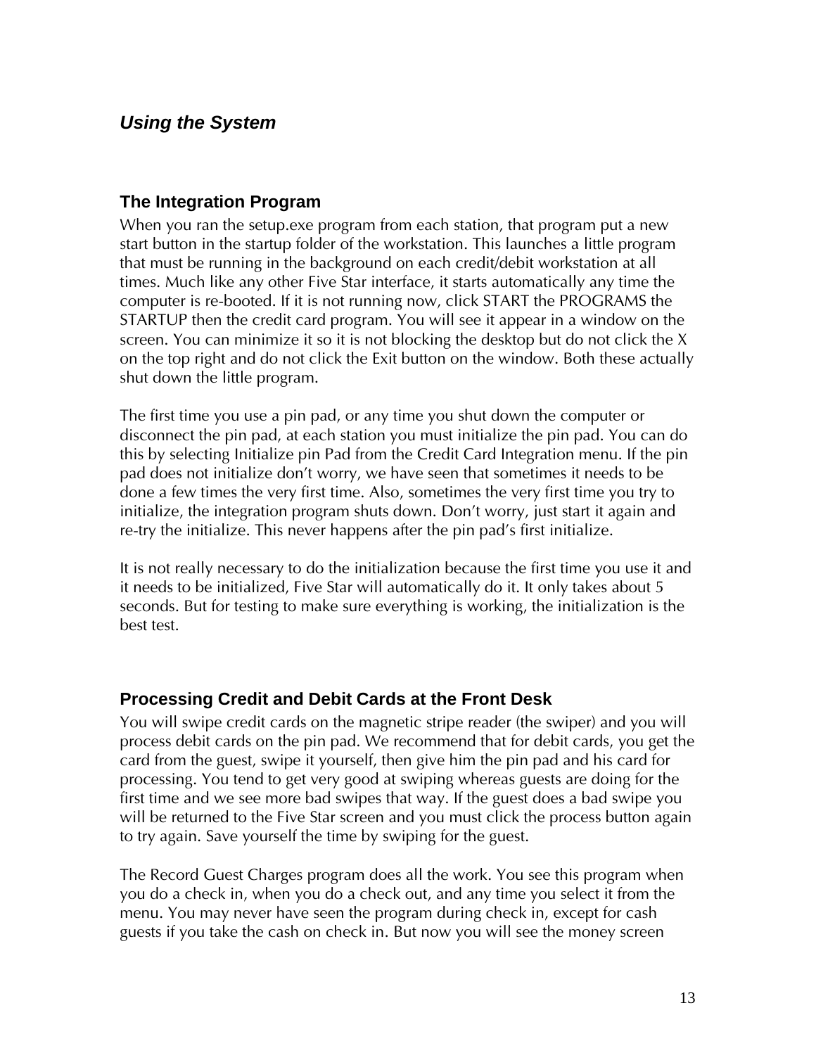## *Using the System*

### The Integration Program

When you ran the setup.exe program from each station, that program put a new start button in the startup folder of the workstation. This launches a little program that must be running in the background on each credit/debit workstation at all times. Much like any other Five Star interface, it starts automatically any time the computer is re-booted. If it is not running now, click START the PROGRAMS the STARTUP then the credit card program. You will see it appear in a window on the screen. You can minimize it so it is not blocking the desktop but do not click the X on the top right and do not click the Exit button on the window. Both these actually shut down the little program.

The first time you use a pin pad, or any time you shut down the computer or disconnect the pin pad, at each station you must initialize the pin pad. You can do this by selecting Initialize pin Pad from the Credit Card Integration menu. If the pin pad does not initialize don't worry, we have seen that sometimes it needs to be done a few times the very first time. Also, sometimes the very first time you try to initialize, the integration program shuts down. Don't worry, just start it again and re-try the initialize. This never happens after the pin pad's first initialize.

It is not really necessary to do the initialization because the first time you use it and it needs to be initialized, Five Star will automatically do it. It only takes about 5 seconds. But for testing to make sure everything is working, the initialization is the best test.

### Processing Credit and Debit Cards at the Front Desk

You will swipe credit cards on the magnetic stripe reader (the swiper) and you will process debit cards on the pin pad. We recommend that for debit cards, you get the card from the guest, swipe it yourself, then give him the pin pad and his card for processing. You tend to get very good at swiping whereas guests are doing for the first time and we see more bad swipes that way. If the guest does a bad swipe you will be returned to the Five Star screen and you must click the process button again to try again. Save yourself the time by swiping for the guest.

The Record Guest Charges program does all the work. You see this program when you do a check in, when you do a check out, and any time you select it from the menu. You may never have seen the program during check in, except for cash guests if you take the cash on check in. But now you will see the money screen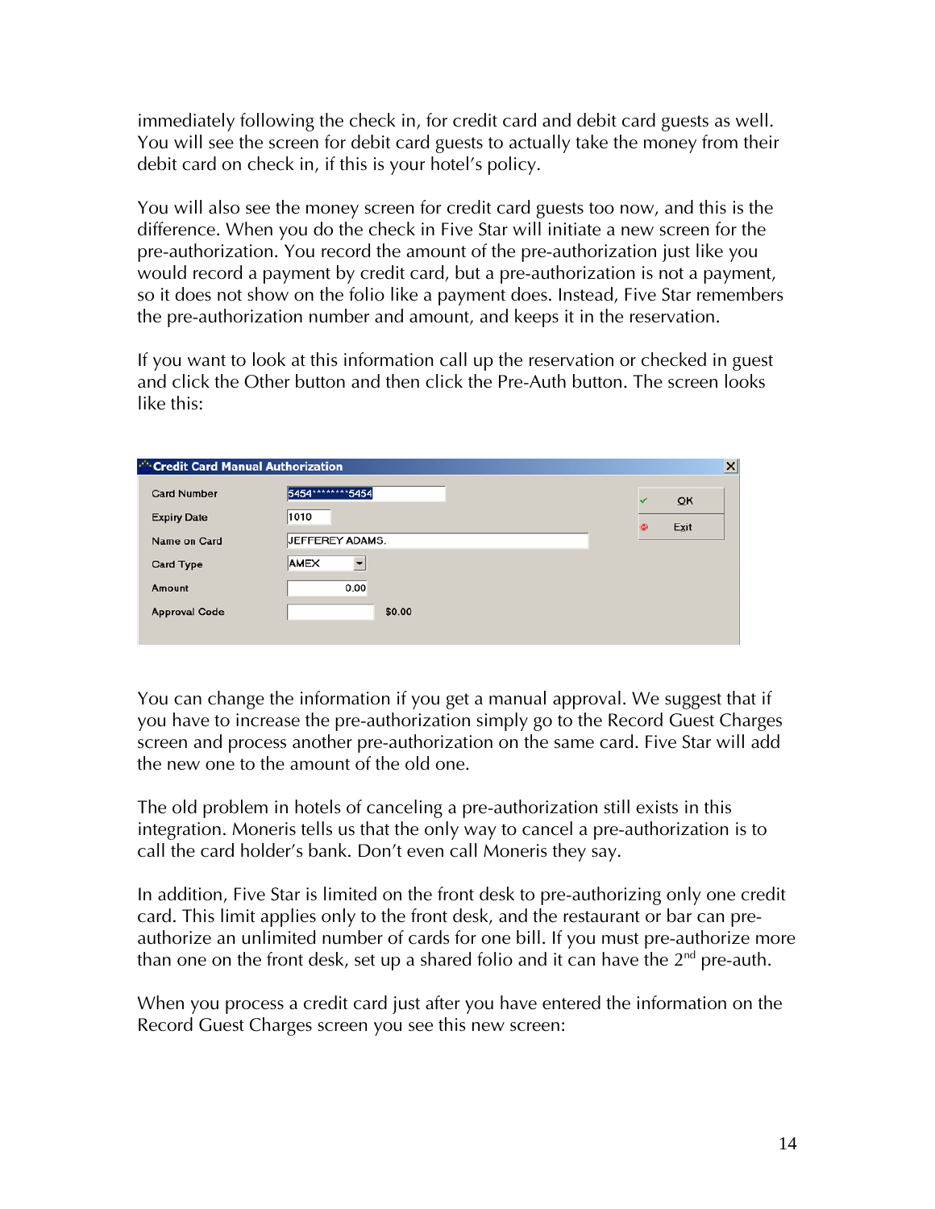immediately following the check in, for credit card and debit card guests as well. You will see the screen for debit card guests to actually take the money from their debit card on check in, if this is your hotel's policy.

You will also see the money screen for credit card guests too now, and this is the difference. When you do the check in Five Star will initiate a new screen for the pre-authorization. You record the amount of the pre-authorization just like you would record a payment by credit card, but a pre-authorization is not a payment, so it does not show on the folio like a payment does. Instead, Five Star remembers the pre-authorization number and amount, and keeps it in the reservation.

If you want to look at this information call up the reservation or checked in guest and click the Other button and then click the Pre-Auth button. The screen looks like this:

**Credit Card Manual Authorization**

| Field | Value |
|---|---|
| Card Number | 5454********5454 |
| Expiry Date | 1010 |
| Name on Card | JEFFEREY ADAMS. |
| Card Type | AMEX |
| Amount | 0.00 |
| Approval Code | $0.00 |

OK | Exit

You can change the information if you get a manual approval. We suggest that if you have to increase the pre-authorization simply go to the Record Guest Charges screen and process another pre-authorization on the same card. Five Star will add the new one to the amount of the old one.

The old problem in hotels of canceling a pre-authorization still exists in this integration. Moneris tells us that the only way to cancel a pre-authorization is to call the card holder's bank. Don't even call Moneris they say.

In addition, Five Star is limited on the front desk to pre-authorizing only one credit card. This limit applies only to the front desk, and the restaurant or bar can pre-authorize an unlimited number of cards for one bill. If you must pre-authorize more than one on the front desk, set up a shared folio and it can have the 2nd pre-auth.

When you process a credit card just after you have entered the information on the Record Guest Charges screen you see this new screen: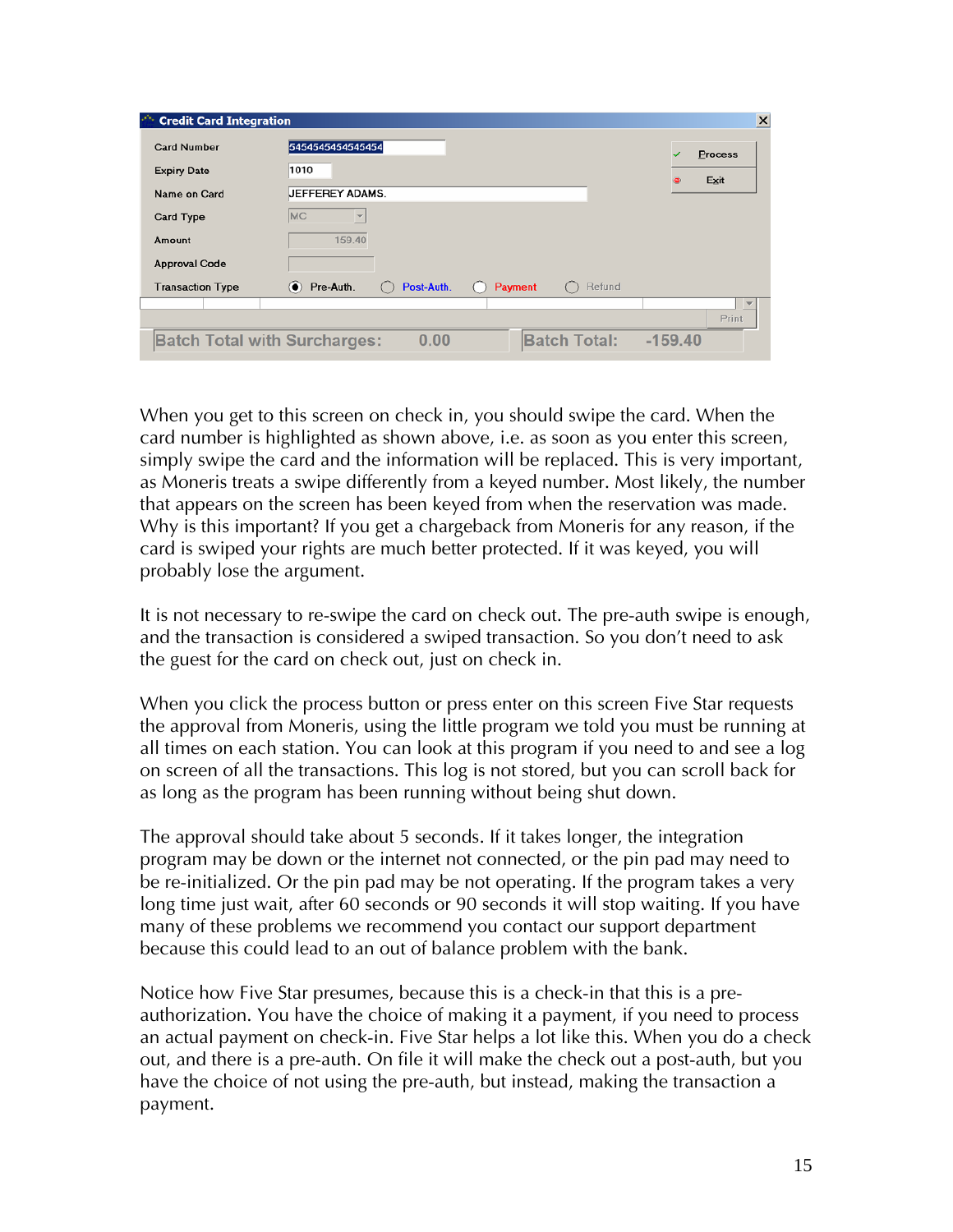When you get to this screen on check in, you should swipe the card. When the card number is highlighted as shown above, i.e. as soon as you enter this screen, simply swipe the card and the information will be replaced. This is very important, as Moneris treats a swipe differently from a keyed number. Most likely, the number that appears on the screen has been keyed from when the reservation was made. Why is this important? If you get a chargeback from Moneris for any reason, if the card is swiped your rights are much better protected. If it was keyed, you will probably lose the argument.

It is not necessary to re-swipe the card on check out. The pre-auth swipe is enough, and the transaction is considered a swiped transaction. So you don't need to ask the guest for the card on check out, just on check in.

When you click the process button or press enter on this screen Five Star requests the approval from Moneris, using the little program we told you must be running at all times on each station. You can look at this program if you need to and see a log on screen of all the transactions. This log is not stored, but you can scroll back for as long as the program has been running without being shut down.

The approval should take about 5 seconds. If it takes longer, the integration program may be down or the internet not connected, or the pin pad may need to be re-initialized. Or the pin pad may be not operating. If the program takes a very long time just wait, after 60 seconds or 90 seconds it will stop waiting. If you have many of these problems we recommend you contact our support department because this could lead to an out of balance problem with the bank.

Notice how Five Star presumes, because this is a check-in that this is a pre-authorization. You have the choice of making it a payment, if you need to process an actual payment on check-in. Five Star helps a lot like this. When you do a check out, and there is a pre-auth. On file it will make the check out a post-auth, but you have the choice of not using the pre-auth, but instead, making the transaction a payment.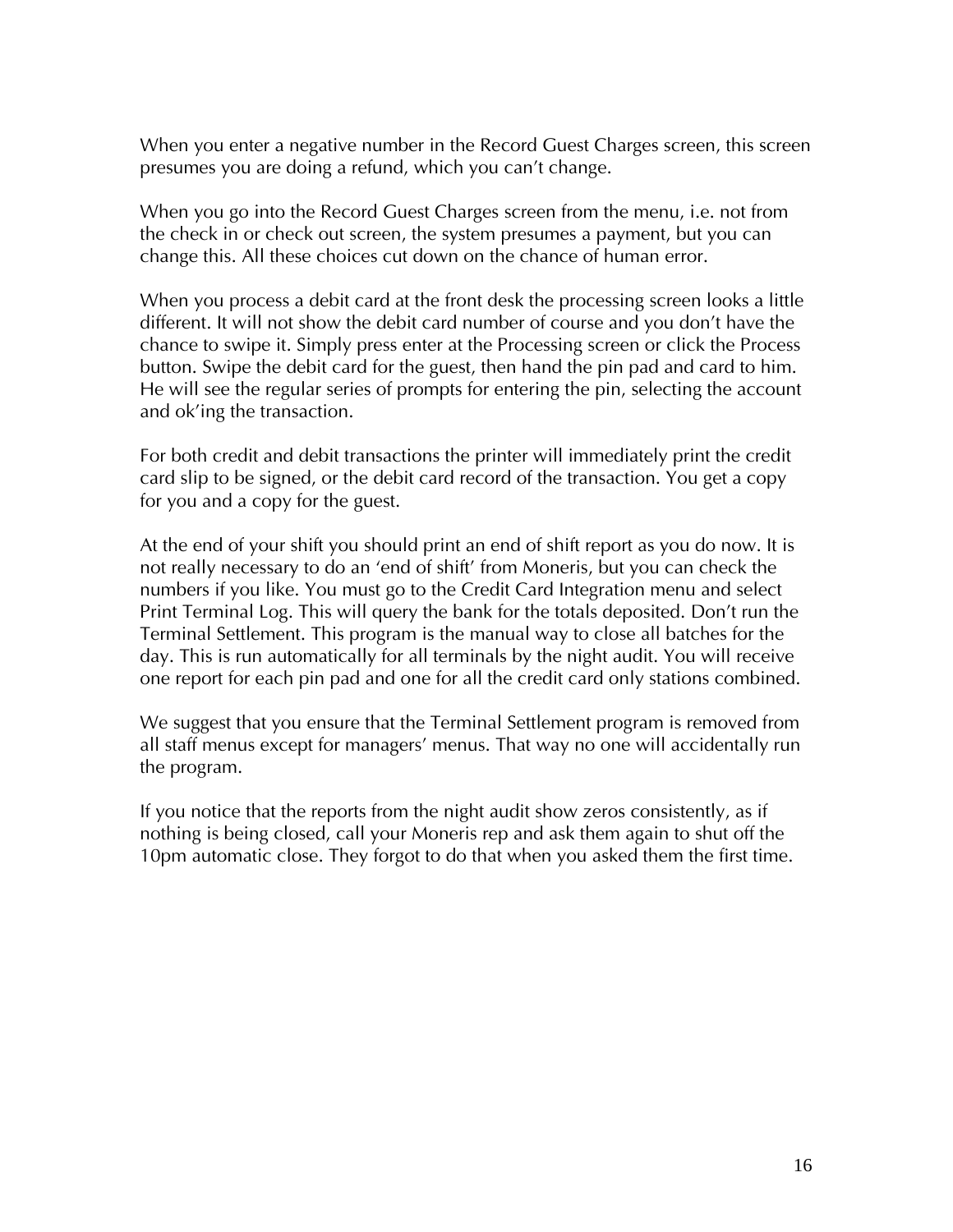When you enter a negative number in the Record Guest Charges screen, this screen presumes you are doing a refund, which you can't change.

When you go into the Record Guest Charges screen from the menu, i.e. not from the check in or check out screen, the system presumes a payment, but you can change this. All these choices cut down on the chance of human error.

When you process a debit card at the front desk the processing screen looks a little different. It will not show the debit card number of course and you don't have the chance to swipe it. Simply press enter at the Processing screen or click the Process button. Swipe the debit card for the guest, then hand the pin pad and card to him. He will see the regular series of prompts for entering the pin, selecting the account and ok'ing the transaction.

For both credit and debit transactions the printer will immediately print the credit card slip to be signed, or the debit card record of the transaction. You get a copy for you and a copy for the guest.

At the end of your shift you should print an end of shift report as you do now. It is not really necessary to do an 'end of shift' from Moneris, but you can check the numbers if you like. You must go to the Credit Card Integration menu and select Print Terminal Log. This will query the bank for the totals deposited. Don't run the Terminal Settlement. This program is the manual way to close all batches for the day. This is run automatically for all terminals by the night audit. You will receive one report for each pin pad and one for all the credit card only stations combined.

We suggest that you ensure that the Terminal Settlement program is removed from all staff menus except for managers' menus. That way no one will accidentally run the program.

If you notice that the reports from the night audit show zeros consistently, as if nothing is being closed, call your Moneris rep and ask them again to shut off the 10pm automatic close. They forgot to do that when you asked them the first time.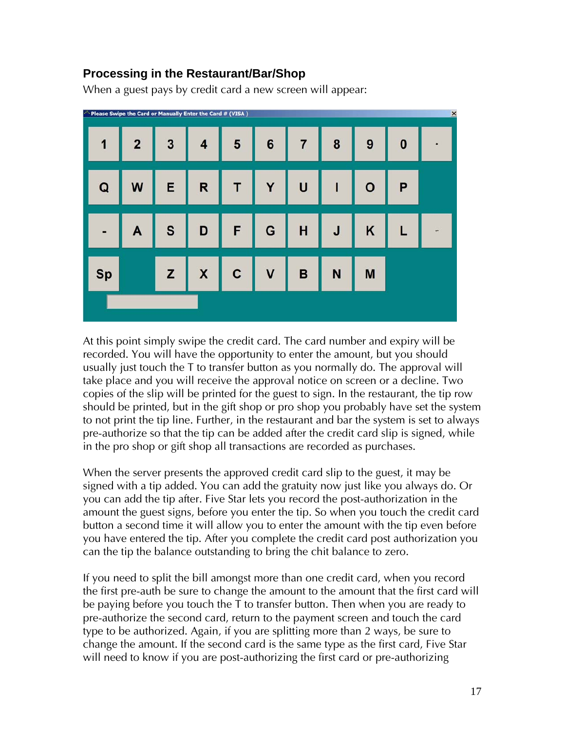### Processing in the Restaurant/Bar/Shop

When a guest pays by credit card a new screen will appear:

At this point simply swipe the credit card. The card number and expiry will be recorded. You will have the opportunity to enter the amount, but you should usually just touch the T to transfer button as you normally do. The approval will take place and you will receive the approval notice on screen or a decline. Two copies of the slip will be printed for the guest to sign. In the restaurant, the tip row should be printed, but in the gift shop or pro shop you probably have set the system to not print the tip line. Further, in the restaurant and bar the system is set to always pre-authorize so that the tip can be added after the credit card slip is signed, while in the pro shop or gift shop all transactions are recorded as purchases.

When the server presents the approved credit card slip to the guest, it may be signed with a tip added. You can add the gratuity now just like you always do. Or you can add the tip after. Five Star lets you record the post-authorization in the amount the guest signs, before you enter the tip. So when you touch the credit card button a second time it will allow you to enter the amount with the tip even before you have entered the tip. After you complete the credit card post authorization you can the tip the balance outstanding to bring the chit balance to zero.

If you need to split the bill amongst more than one credit card, when you record the first pre-auth be sure to change the amount to the amount that the first card will be paying before you touch the T to transfer button. Then when you are ready to pre-authorize the second card, return to the payment screen and touch the card type to be authorized. Again, if you are splitting more than 2 ways, be sure to change the amount. If the second card is the same type as the first card, Five Star will need to know if you are post-authorizing the first card or pre-authorizing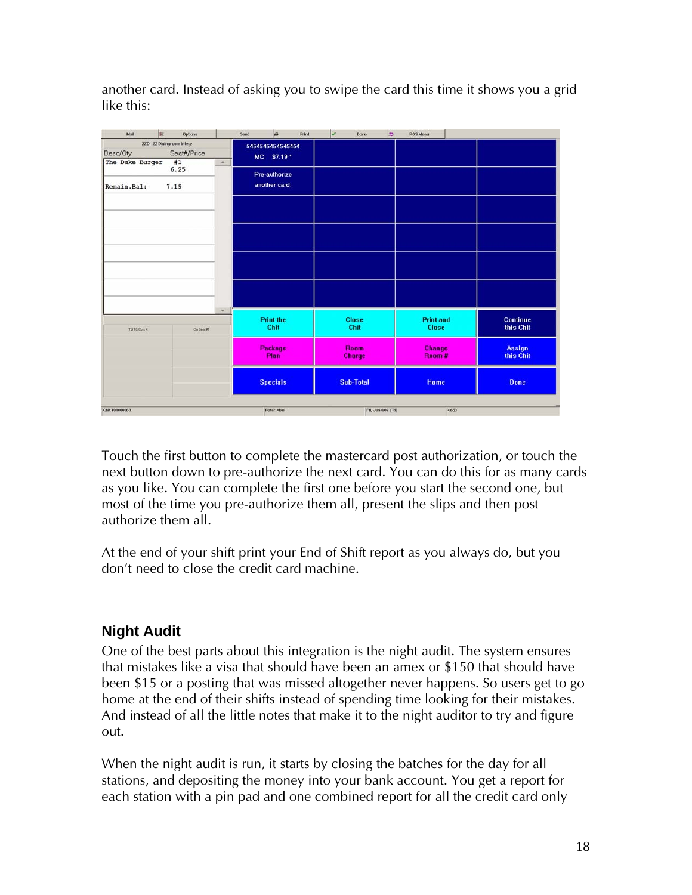another card. Instead of asking you to swipe the card this time it shows you a grid like this:

Touch the first button to complete the mastercard post authorization, or touch the next button down to pre-authorize the next card. You can do this for as many cards as you like. You can complete the first one before you start the second one, but most of the time you pre-authorize them all, present the slips and then post authorize them all.

At the end of your shift print your End of Shift report as you always do, but you don't need to close the credit card machine.

### Night Audit

One of the best parts about this integration is the night audit. The system ensures that mistakes like a visa that should have been an amex or $150 that should have been $15 or a posting that was missed altogether never happens. So users get to go home at the end of their shifts instead of spending time looking for their mistakes. And instead of all the little notes that make it to the night auditor to try and figure out.

When the night audit is run, it starts by closing the batches for the day for all stations, and depositing the money into your bank account. You get a report for each station with a pin pad and one combined report for all the credit card only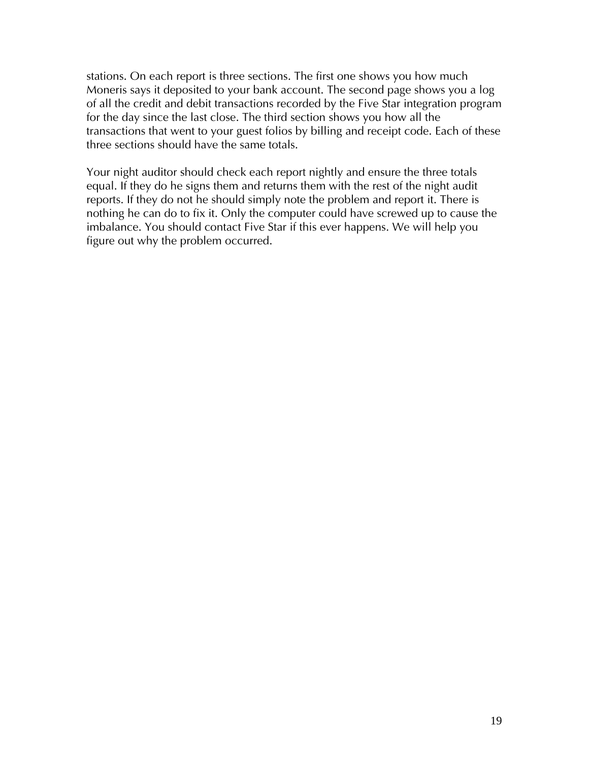stations. On each report is three sections. The first one shows you how much Moneris says it deposited to your bank account. The second page shows you a log of all the credit and debit transactions recorded by the Five Star integration program for the day since the last close. The third section shows you how all the transactions that went to your guest folios by billing and receipt code. Each of these three sections should have the same totals.

Your night auditor should check each report nightly and ensure the three totals equal. If they do he signs them and returns them with the rest of the night audit reports. If they do not he should simply note the problem and report it. There is nothing he can do to fix it. Only the computer could have screwed up to cause the imbalance. You should contact Five Star if this ever happens. We will help you figure out why the problem occurred.